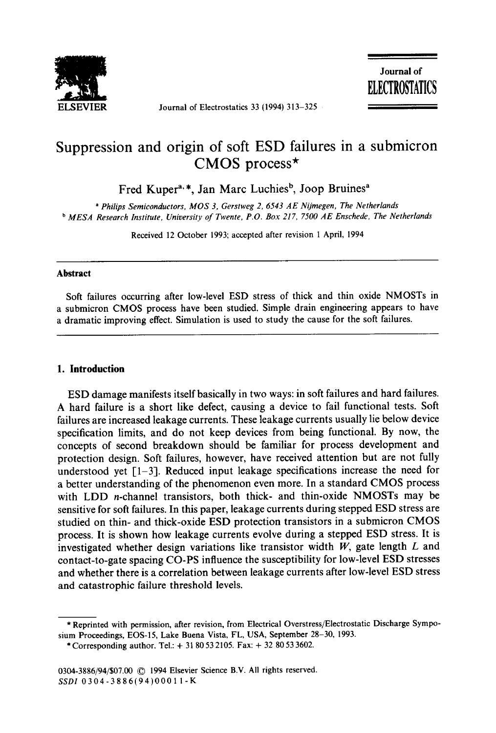# Suppression and origin of soft ESD failures in a submicron CMOS process*

Fred Kuper[a,]*, Jan Marc Luchies[b], Joop Bruines[a]

[a] *Philips Semiconductors, MOS 3, Gerstweg 2, 6543 AE Nijmegen, The Netherlands*
[b] *MESA Research Institute, University of Twente, P.O. Box 217, 7500 AE Enschede, The Netherlands*

Received 12 October 1993; accepted after revision 1 April, 1994

---

## Abstract

Soft failures occurring after low-level ESD stress of thick and thin oxide NMOSTs in a submicron CMOS process have been studied. Simple drain engineering appears to have a dramatic improving effect. Simulation is used to study the cause for the soft failures.

---

## 1. Introduction

ESD damage manifests itself basically in two ways: in soft failures and hard failures. A hard failure is a short like defect, causing a device to fail functional tests. Soft failures are increased leakage currents. These leakage currents usually lie below device specification limits, and do not keep devices from being functional. By now, the concepts of second breakdown should be familiar for process development and protection design. Soft failures, however, have received attention but are not fully understood yet [1–3]. Reduced input leakage specifications increase the need for a better understanding of the phenomenon even more. In a standard CMOS process with LDD *n*-channel transistors, both thick- and thin-oxide NMOSTs may be sensitive for soft failures. In this paper, leakage currents during stepped ESD stress are studied on thin- and thick-oxide ESD protection transistors in a submicron CMOS process. It is shown how leakage currents evolve during a stepped ESD stress. It is investigated whether design variations like transistor width *W*, gate length *L* and contact-to-gate spacing CO-PS influence the susceptibility for low-level ESD stresses and whether there is a correlation between leakage currents after low-level ESD stress and catastrophic failure threshold levels.

---

* Reprinted with permission, after revision, from Electrical Overstress/Electrostatic Discharge Symposium Proceedings, EOS-15, Lake Buena Vista, FL, USA, September 28–30, 1993.

* Corresponding author. Tel.: + 31 80 53 2105. Fax: + 32 80 53 3602.

0304-3886/94/$07.00 © 1994 Elsevier Science B.V. All rights reserved.
*SSDI* 0304-3886(94)00011-K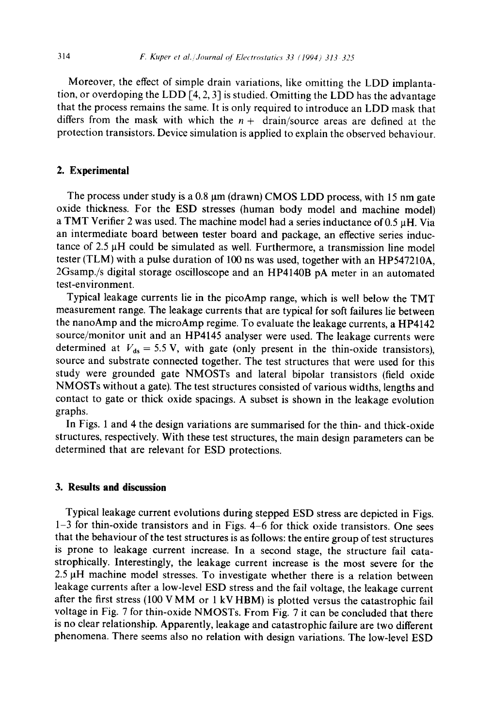Moreover, the effect of simple drain variations, like omitting the LDD implantation, or overdoping the LDD [4, 2, 3] is studied. Omitting the LDD has the advantage that the process remains the same. It is only required to introduce an LDD mask that differs from the mask with which the $n+$ drain/source areas are defined at the protection transistors. Device simulation is applied to explain the observed behaviour.

## 2. Experimental

The process under study is a 0.8 μm (drawn) CMOS LDD process, with 15 nm gate oxide thickness. For the ESD stresses (human body model and machine model) a TMT Verifier 2 was used. The machine model had a series inductance of 0.5 μH. Via an intermediate board between tester board and package, an effective series inductance of 2.5 μH could be simulated as well. Furthermore, a transmission line model tester (TLM) with a pulse duration of 100 ns was used, together with an HP547210A, 2Gsamp./s digital storage oscilloscope and an HP4140B pA meter in an automated test-environment.

Typical leakage currents lie in the picoAmp range, which is well below the TMT measurement range. The leakage currents that are typical for soft failures lie between the nanoAmp and the microAmp regime. To evaluate the leakage currents, a HP4142 source/monitor unit and an HP4145 analyser were used. The leakage currents were determined at $V_{ds} = 5.5$ V, with gate (only present in the thin-oxide transistors), source and substrate connected together. The test structures that were used for this study were grounded gate NMOSTs and lateral bipolar transistors (field oxide NMOSTs without a gate). The test structures consisted of various widths, lengths and contact to gate or thick oxide spacings. A subset is shown in the leakage evolution graphs.

In Figs. 1 and 4 the design variations are summarised for the thin- and thick-oxide structures, respectively. With these test structures, the main design parameters can be determined that are relevant for ESD protections.

## 3. Results and discussion

Typical leakage current evolutions during stepped ESD stress are depicted in Figs. 1–3 for thin-oxide transistors and in Figs. 4–6 for thick oxide transistors. One sees that the behaviour of the test structures is as follows: the entire group of test structures is prone to leakage current increase. In a second stage, the structure fail catastrophically. Interestingly, the leakage current increase is the most severe for the 2.5 μH machine model stresses. To investigate whether there is a relation between leakage currents after a low-level ESD stress and the fail voltage, the leakage current after the first stress (100 V MM or 1 kV HBM) is plotted versus the catastrophic fail voltage in Fig. 7 for thin-oxide NMOSTs. From Fig. 7 it can be concluded that there is no clear relationship. Apparently, leakage and catastrophic failure are two different phenomena. There seems also no relation with design variations. The low-level ESD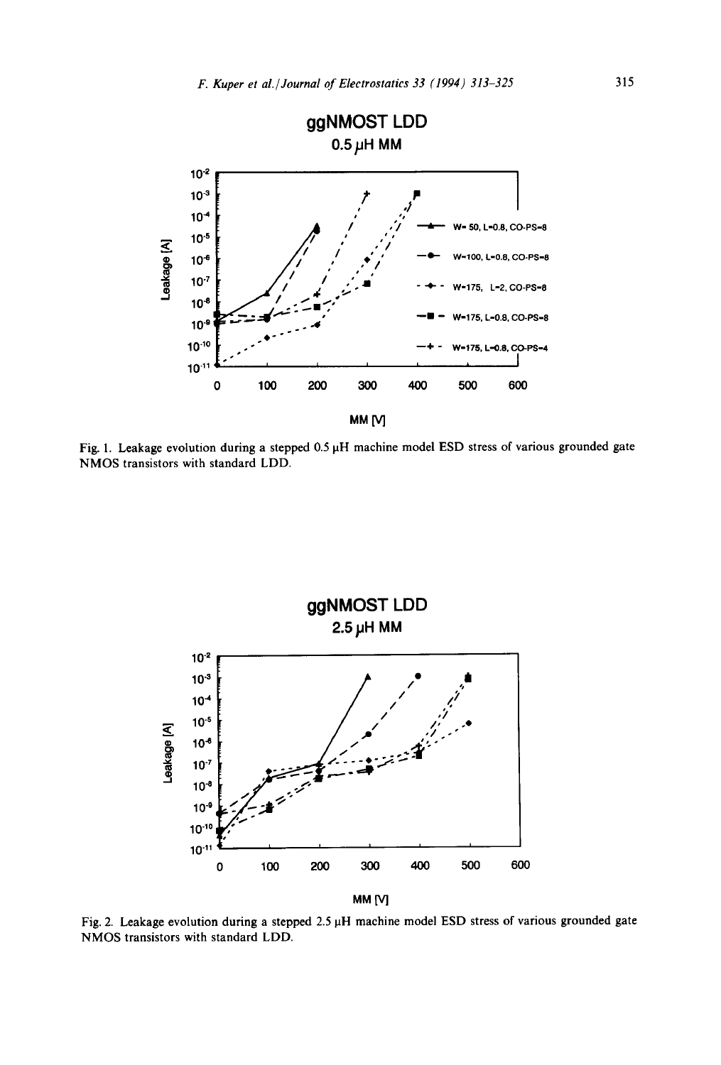Fig. 1. Leakage evolution during a stepped 0.5 μH machine model ESD stress of various grounded gate NMOS transistors with standard LDD.

Fig. 2. Leakage evolution during a stepped 2.5 μH machine model ESD stress of various grounded gate NMOS transistors with standard LDD.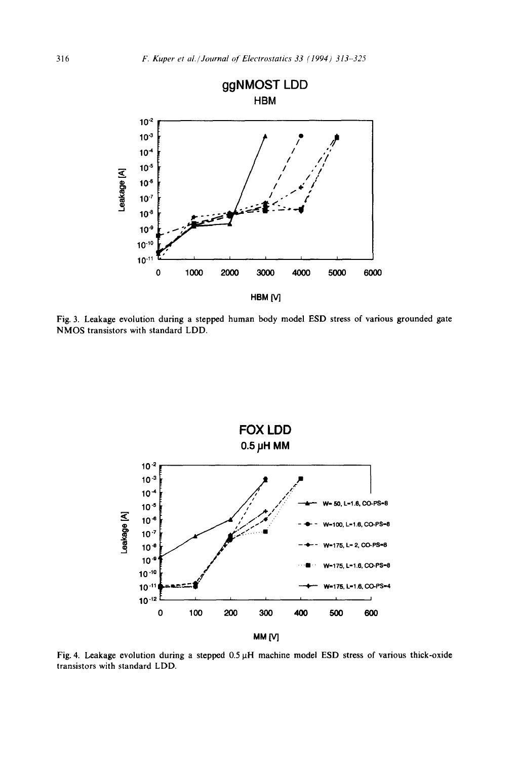Fig. 3. Leakage evolution during a stepped human body model ESD stress of various grounded gate NMOS transistors with standard LDD.

Fig. 4. Leakage evolution during a stepped 0.5 μH machine model ESD stress of various thick-oxide transistors with standard LDD.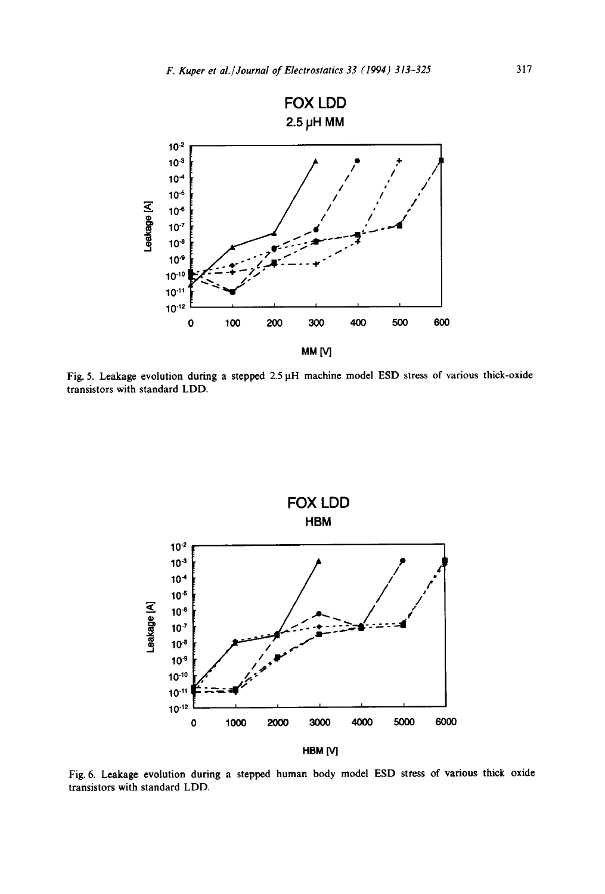Fig. 5. Leakage evolution during a stepped 2.5 μH machine model ESD stress of various thick-oxide transistors with standard LDD.

Fig. 6. Leakage evolution during a stepped human body model ESD stress of various thick oxide transistors with standard LDD.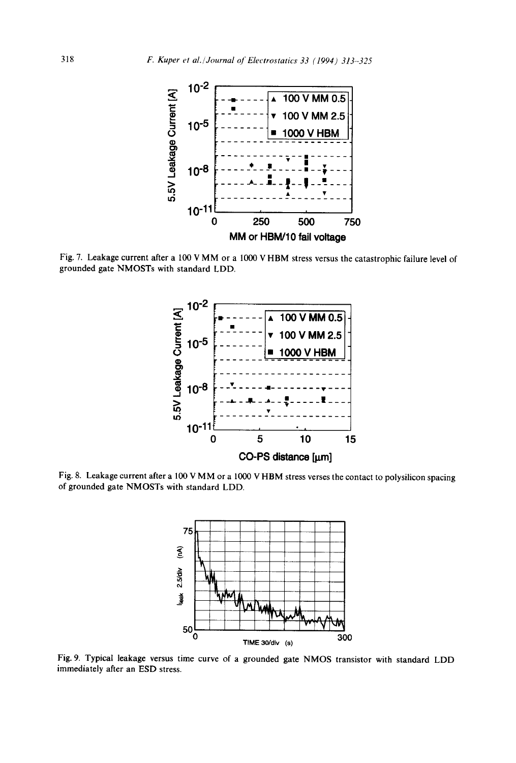Fig. 7. Leakage current after a 100 V MM or a 1000 V HBM stress versus the catastrophic failure level of grounded gate NMOSTs with standard LDD.

Fig. 8. Leakage current after a 100 V MM or a 1000 V HBM stress verses the contact to polysilicon spacing of grounded gate NMOSTs with standard LDD.

Fig. 9. Typical leakage versus time curve of a grounded gate NMOS transistor with standard LDD immediately after an ESD stress.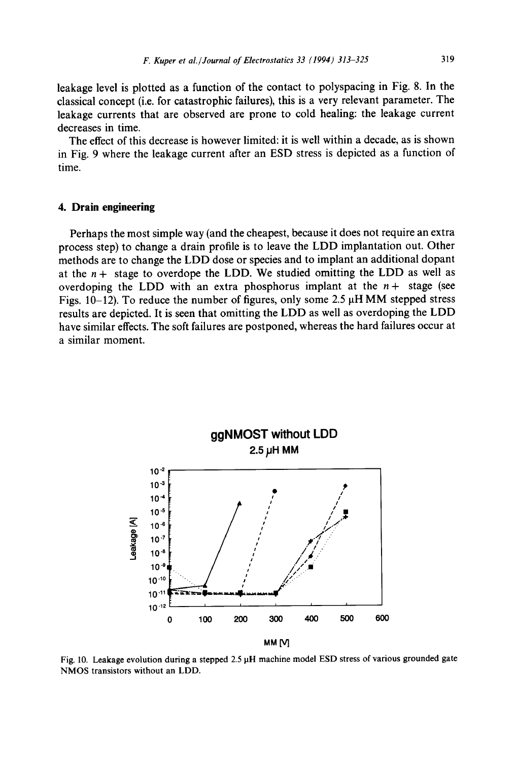leakage level is plotted as a function of the contact to polyspacing in Fig. 8. In the classical concept (i.e. for catastrophic failures), this is a very relevant parameter. The leakage currents that are observed are prone to cold healing: the leakage current decreases in time.

The effect of this decrease is however limited: it is well within a decade, as is shown in Fig. 9 where the leakage current after an ESD stress is depicted as a function of time.

## 4. Drain engineering

Perhaps the most simple way (and the cheapest, because it does not require an extra process step) to change a drain profile is to leave the LDD implantation out. Other methods are to change the LDD dose or species and to implant an additional dopant at the $n+$ stage to overdope the LDD. We studied omitting the LDD as well as overdoping the LDD with an extra phosphorus implant at the $n+$ stage (see Figs. 10–12). To reduce the number of figures, only some 2.5 μH MM stepped stress results are depicted. It is seen that omitting the LDD as well as overdoping the LDD have similar effects. The soft failures are postponed, whereas the hard failures occur at a similar moment.

Fig. 10. Leakage evolution during a stepped 2.5 μH machine model ESD stress of various grounded gate NMOS transistors without an LDD.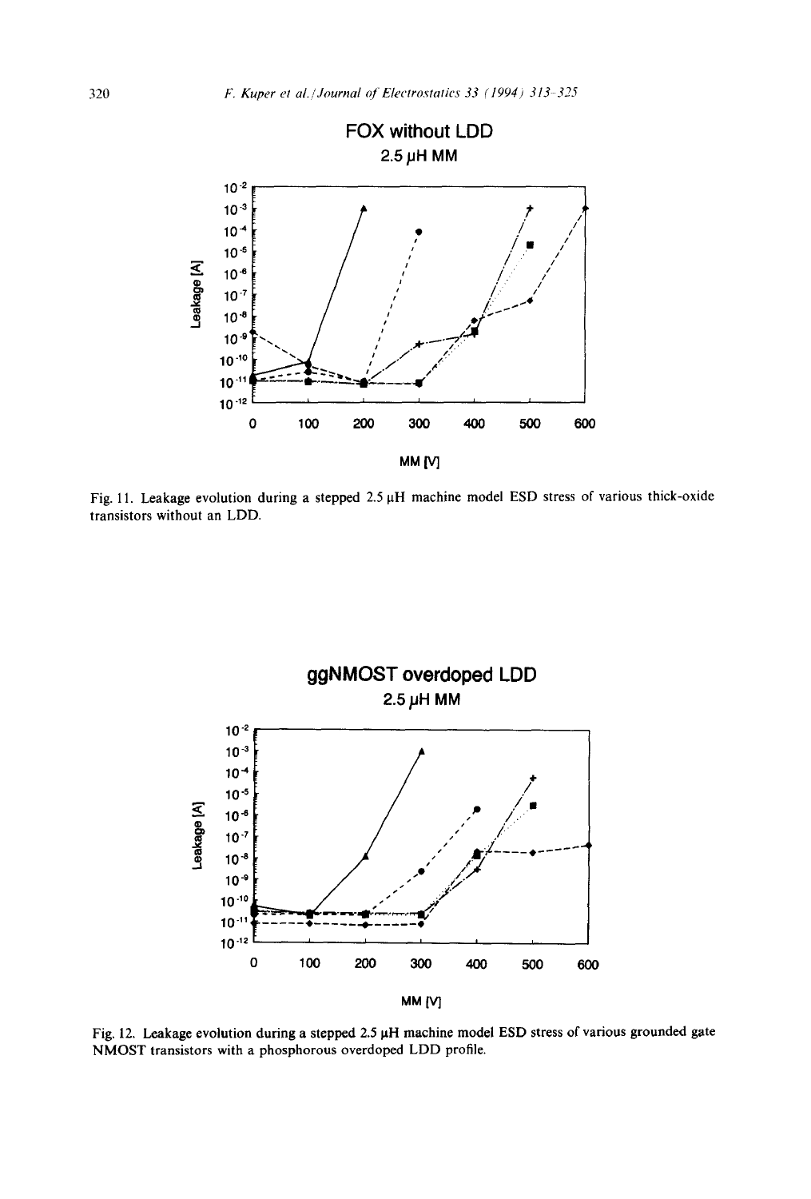Fig. 11. Leakage evolution during a stepped 2.5 μH machine model ESD stress of various thick-oxide transistors without an LDD.

Fig. 12. Leakage evolution during a stepped 2.5 μH machine model ESD stress of various grounded gate NMOST transistors with a phosphorous overdoped LDD profile.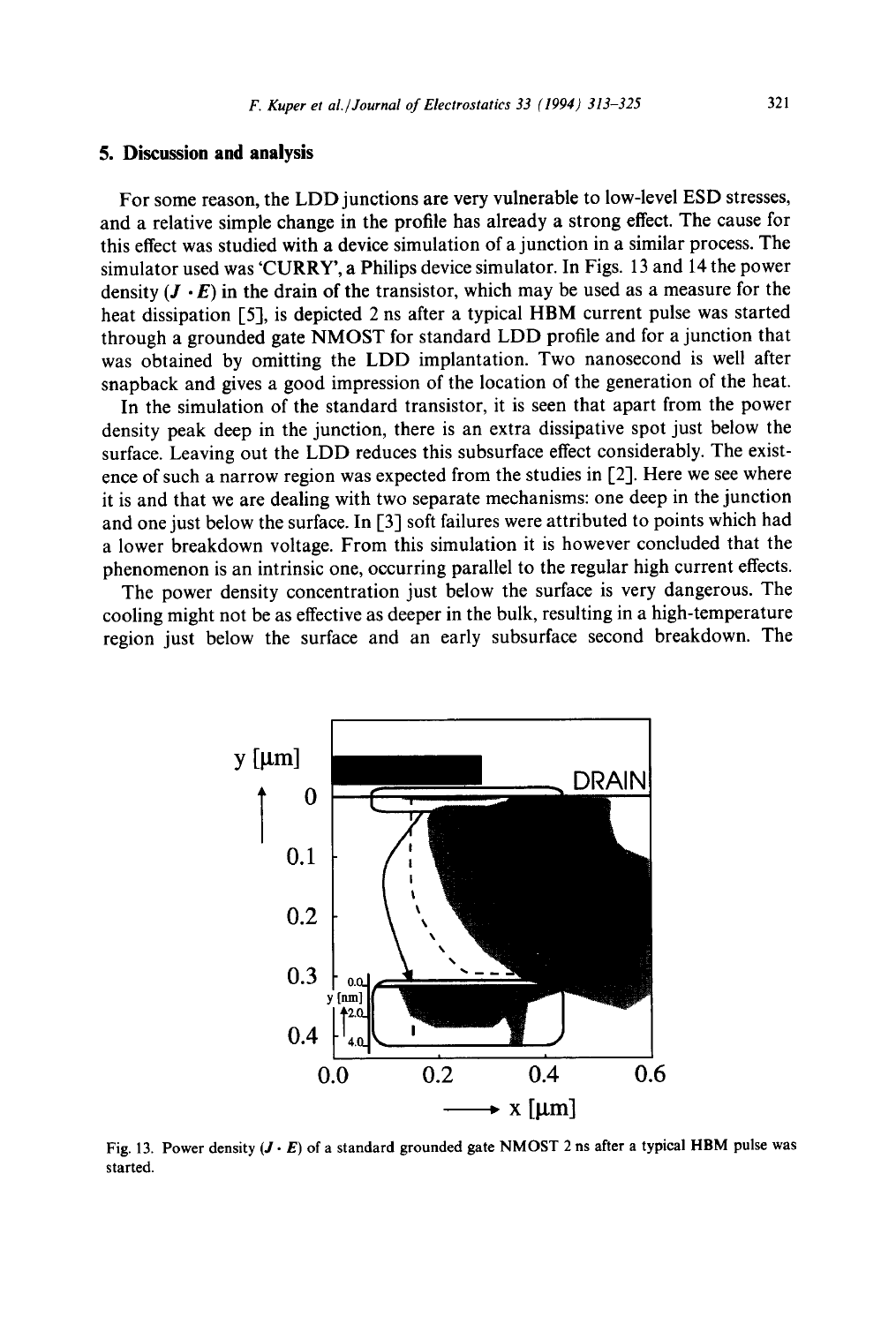## 5. Discussion and analysis

For some reason, the LDD junctions are very vulnerable to low-level ESD stresses, and a relative simple change in the profile has already a strong effect. The cause for this effect was studied with a device simulation of a junction in a similar process. The simulator used was 'CURRY', a Philips device simulator. In Figs. 13 and 14 the power density ($J \cdot E$) in the drain of the transistor, which may be used as a measure for the heat dissipation [5], is depicted 2 ns after a typical HBM current pulse was started through a grounded gate NMOST for standard LDD profile and for a junction that was obtained by omitting the LDD implantation. Two nanosecond is well after snapback and gives a good impression of the location of the generation of the heat.

In the simulation of the standard transistor, it is seen that apart from the power density peak deep in the junction, there is an extra dissipative spot just below the surface. Leaving out the LDD reduces this subsurface effect considerably. The existence of such a narrow region was expected from the studies in [2]. Here we see where it is and that we are dealing with two separate mechanisms: one deep in the junction and one just below the surface. In [3] soft failures were attributed to points which had a lower breakdown voltage. From this simulation it is however concluded that the phenomenon is an intrinsic one, occurring parallel to the regular high current effects.

The power density concentration just below the surface is very dangerous. The cooling might not be as effective as deeper in the bulk, resulting in a high-temperature region just below the surface and an early subsurface second breakdown. The

Fig. 13. Power density ($J \cdot E$) of a standard grounded gate NMOST 2 ns after a typical HBM pulse was started.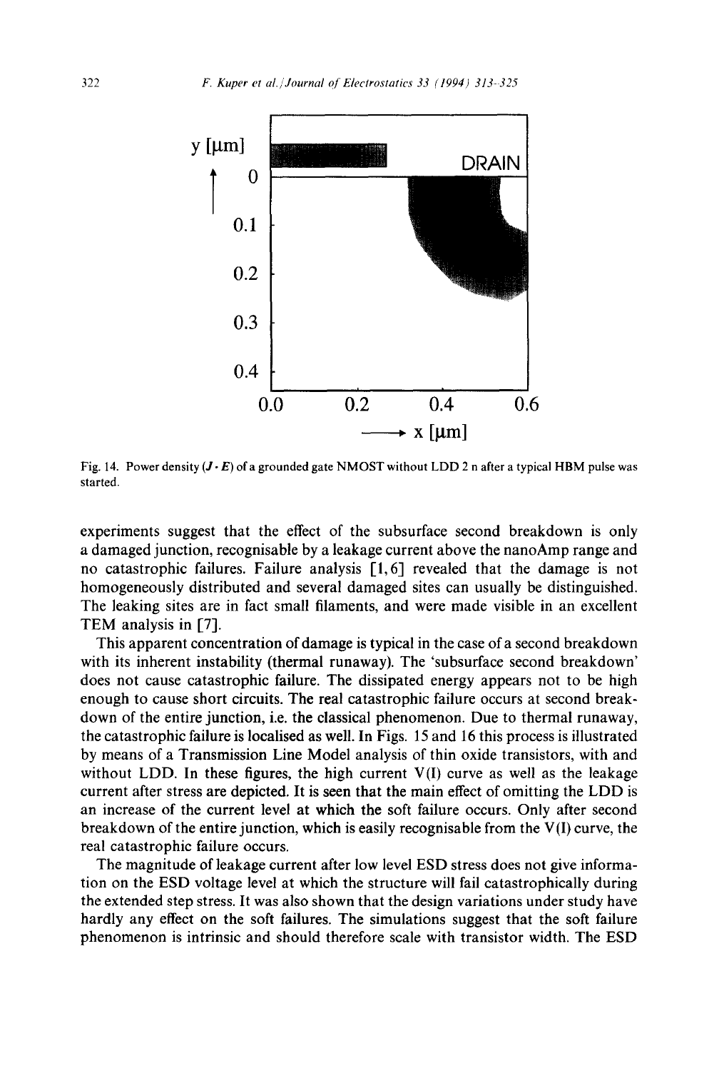Fig. 14. Power density ($\boldsymbol{J} \cdot \boldsymbol{E}$) of a grounded gate NMOST without LDD 2 n after a typical HBM pulse was started.

experiments suggest that the effect of the subsurface second breakdown is only a damaged junction, recognisable by a leakage current above the nanoAmp range and no catastrophic failures. Failure analysis [1,6] revealed that the damage is not homogeneously distributed and several damaged sites can usually be distinguished. The leaking sites are in fact small filaments, and were made visible in an excellent TEM analysis in [7].

This apparent concentration of damage is typical in the case of a second breakdown with its inherent instability (thermal runaway). The 'subsurface second breakdown' does not cause catastrophic failure. The dissipated energy appears not to be high enough to cause short circuits. The real catastrophic failure occurs at second breakdown of the entire junction, i.e. the classical phenomenon. Due to thermal runaway, the catastrophic failure is localised as well. In Figs. 15 and 16 this process is illustrated by means of a Transmission Line Model analysis of thin oxide transistors, with and without LDD. In these figures, the high current V(I) curve as well as the leakage current after stress are depicted. It is seen that the main effect of omitting the LDD is an increase of the current level at which the soft failure occurs. Only after second breakdown of the entire junction, which is easily recognisable from the V(I) curve, the real catastrophic failure occurs.

The magnitude of leakage current after low level ESD stress does not give information on the ESD voltage level at which the structure will fail catastrophically during the extended step stress. It was also shown that the design variations under study have hardly any effect on the soft failures. The simulations suggest that the soft failure phenomenon is intrinsic and should therefore scale with transistor width. The ESD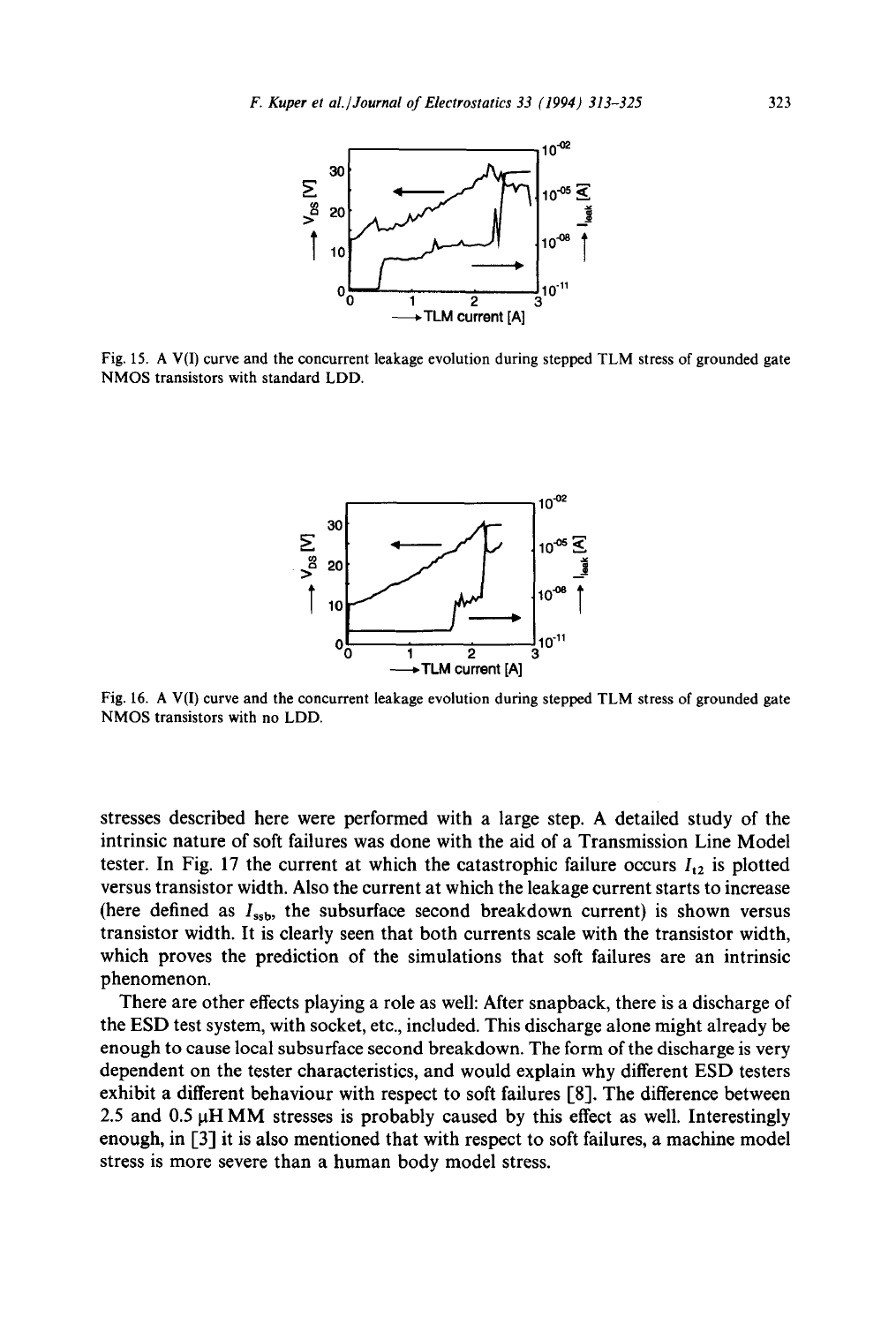Fig. 15. A V(I) curve and the concurrent leakage evolution during stepped TLM stress of grounded gate NMOS transistors with standard LDD.

Fig. 16. A V(I) curve and the concurrent leakage evolution during stepped TLM stress of grounded gate NMOS transistors with no LDD.

stresses described here were performed with a large step. A detailed study of the intrinsic nature of soft failures was done with the aid of a Transmission Line Model tester. In Fig. 17 the current at which the catastrophic failure occurs $I_{t2}$ is plotted versus transistor width. Also the current at which the leakage current starts to increase (here defined as $I_{ssb}$, the subsurface second breakdown current) is shown versus transistor width. It is clearly seen that both currents scale with the transistor width, which proves the prediction of the simulations that soft failures are an intrinsic phenomenon.

There are other effects playing a role as well: After snapback, there is a discharge of the ESD test system, with socket, etc., included. This discharge alone might already be enough to cause local subsurface second breakdown. The form of the discharge is very dependent on the tester characteristics, and would explain why different ESD testers exhibit a different behaviour with respect to soft failures [8]. The difference between 2.5 and 0.5 μH MM stresses is probably caused by this effect as well. Interestingly enough, in [3] it is also mentioned that with respect to soft failures, a machine model stress is more severe than a human body model stress.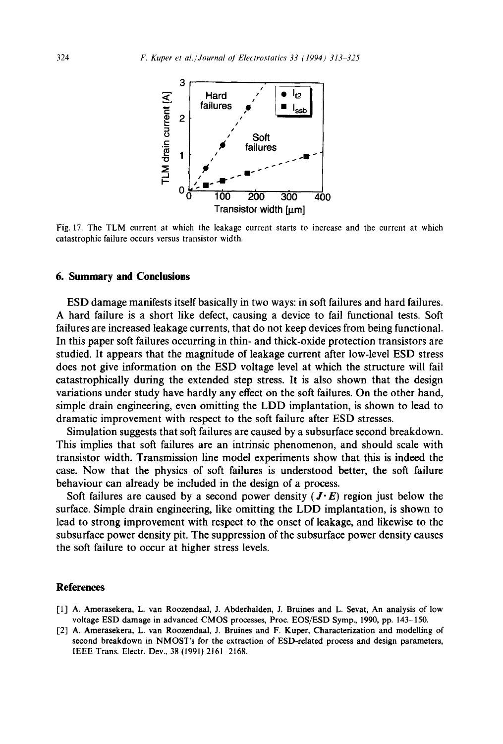3

Hard failures

Soft failures

● $I_{t2}$

■ $I_{ssb}$

TLM drain current [A]

2

1

0

0 100 200 300 400

Transistor width [μm]

Fig. 17. The TLM current at which the leakage current starts to increase and the current at which catastrophic failure occurs versus transistor width.

## 6. Summary and Conclusions

ESD damage manifests itself basically in two ways: in soft failures and hard failures. A hard failure is a short like defect, causing a device to fail functional tests. Soft failures are increased leakage currents, that do not keep devices from being functional. In this paper soft failures occurring in thin- and thick-oxide protection transistors are studied. It appears that the magnitude of leakage current after low-level ESD stress does not give information on the ESD voltage level at which the structure will fail catastrophically during the extended step stress. It is also shown that the design variations under study have hardly any effect on the soft failures. On the other hand, simple drain engineering, even omitting the LDD implantation, is shown to lead to dramatic improvement with respect to the soft failure after ESD stresses.

Simulation suggests that soft failures are caused by a subsurface second breakdown. This implies that soft failures are an intrinsic phenomenon, and should scale with transistor width. Transmission line model experiments show that this is indeed the case. Now that the physics of soft failures is understood better, the soft failure behaviour can already be included in the design of a process.

Soft failures are caused by a second power density ($\boldsymbol{J} \cdot \boldsymbol{E}$) region just below the surface. Simple drain engineering, like omitting the LDD implantation, is shown to lead to strong improvement with respect to the onset of leakage, and likewise to the subsurface power density pit. The suppression of the subsurface power density causes the soft failure to occur at higher stress levels.

## References

[1] A. Amerasekera, L. van Roozendaal, J. Abderhalden, J. Bruines and L. Sevat, An analysis of low voltage ESD damage in advanced CMOS processes, Proc. EOS/ESD Symp., 1990, pp. 143–150.

[2] A. Amerasekera, L. van Roozendaal, J. Bruines and F. Kuper, Characterization and modelling of second breakdown in NMOST's for the extraction of ESD-related process and design parameters, IEEE Trans. Electr. Dev., 38 (1991) 2161–2168.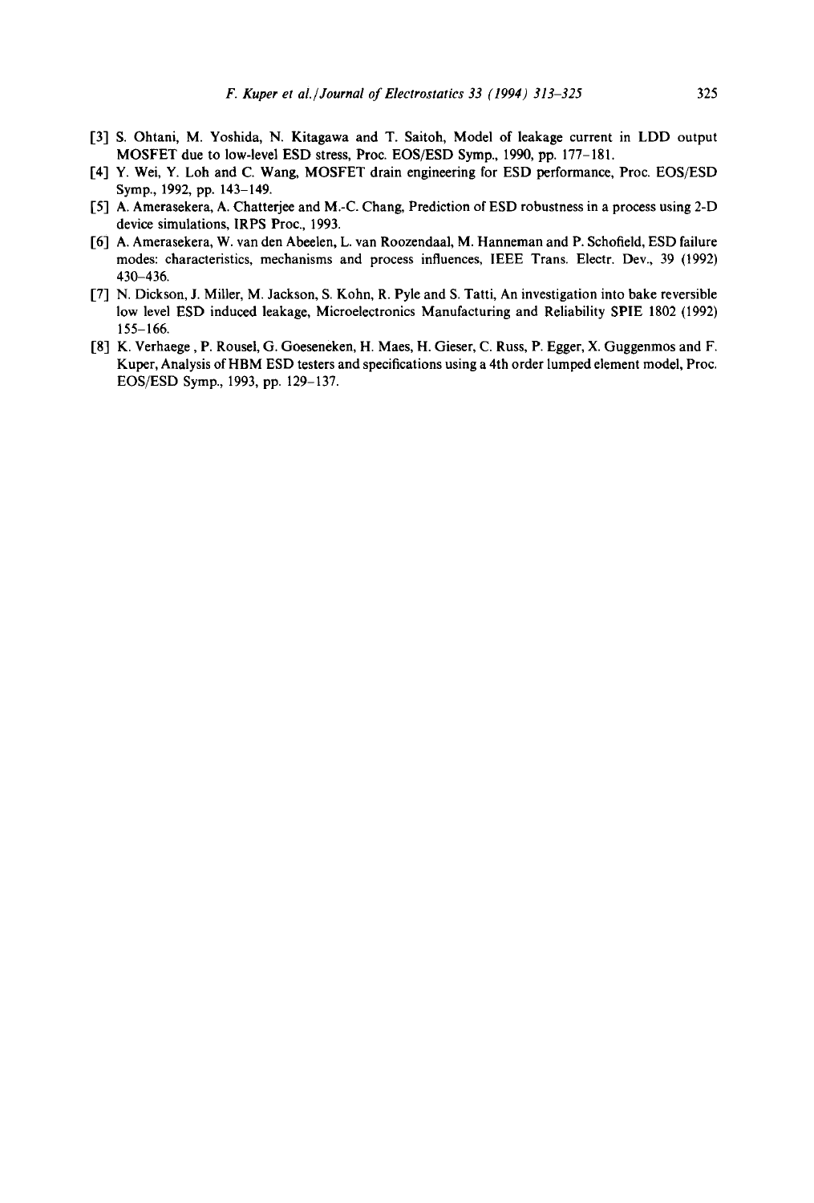[3] S. Ohtani, M. Yoshida, N. Kitagawa and T. Saitoh, Model of leakage current in LDD output MOSFET due to low-level ESD stress, Proc. EOS/ESD Symp., 1990, pp. 177–181.

[4] Y. Wei, Y. Loh and C. Wang, MOSFET drain engineering for ESD performance, Proc. EOS/ESD Symp., 1992, pp. 143–149.

[5] A. Amerasekera, A. Chatterjee and M.-C. Chang, Prediction of ESD robustness in a process using 2-D device simulations, IRPS Proc., 1993.

[6] A. Amerasekera, W. van den Abeelen, L. van Roozendaal, M. Hanneman and P. Schofield, ESD failure modes: characteristics, mechanisms and process influences, IEEE Trans. Electr. Dev., 39 (1992) 430–436.

[7] N. Dickson, J. Miller, M. Jackson, S. Kohn, R. Pyle and S. Tatti, An investigation into bake reversible low level ESD induced leakage, Microelectronics Manufacturing and Reliability SPIE 1802 (1992) 155–166.

[8] K. Verhaege , P. Rousel, G. Goeseneken, H. Maes, H. Gieser, C. Russ, P. Egger, X. Guggenmos and F. Kuper, Analysis of HBM ESD testers and specifications using a 4th order lumped element model, Proc. EOS/ESD Symp., 1993, pp. 129–137.